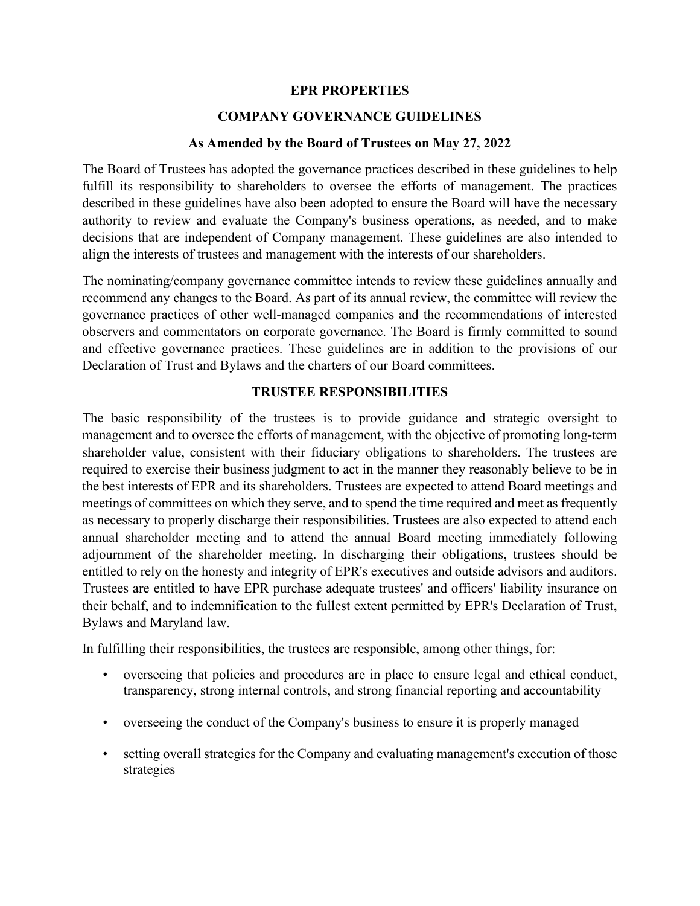# EPR PROPERTIES

## COMPANY GOVERNANCE GUIDELINES

### As Amended by the Board of Trustees on May 27, 2022

The Board of Trustees has adopted the governance practices described in these guidelines to help fulfill its responsibility to shareholders to oversee the efforts of management. The practices described in these guidelines have also been adopted to ensure the Board will have the necessary authority to review and evaluate the Company's business operations, as needed, and to make decisions that are independent of Company management. These guidelines are also intended to align the interests of trustees and management with the interests of our shareholders.

The nominating/company governance committee intends to review these guidelines annually and recommend any changes to the Board. As part of its annual review, the committee will review the governance practices of other well-managed companies and the recommendations of interested observers and commentators on corporate governance. The Board is firmly committed to sound and effective governance practices. These guidelines are in addition to the provisions of our Declaration of Trust and Bylaws and the charters of our Board committees.

## TRUSTEE RESPONSIBILITIES

The basic responsibility of the trustees is to provide guidance and strategic oversight to management and to oversee the efforts of management, with the objective of promoting long-term shareholder value, consistent with their fiduciary obligations to shareholders. The trustees are required to exercise their business judgment to act in the manner they reasonably believe to be in the best interests of EPR and its shareholders. Trustees are expected to attend Board meetings and meetings of committees on which they serve, and to spend the time required and meet as frequently as necessary to properly discharge their responsibilities. Trustees are also expected to attend each annual shareholder meeting and to attend the annual Board meeting immediately following adjournment of the shareholder meeting. In discharging their obligations, trustees should be entitled to rely on the honesty and integrity of EPR's executives and outside advisors and auditors. Trustees are entitled to have EPR purchase adequate trustees' and officers' liability insurance on their behalf, and to indemnification to the fullest extent permitted by EPR's Declaration of Trust, Bylaws and Maryland law.

In fulfilling their responsibilities, the trustees are responsible, among other things, for:

- overseeing that policies and procedures are in place to ensure legal and ethical conduct, transparency, strong internal controls, and strong financial reporting and accountability
- overseeing the conduct of the Company's business to ensure it is properly managed
- setting overall strategies for the Company and evaluating management's execution of those strategies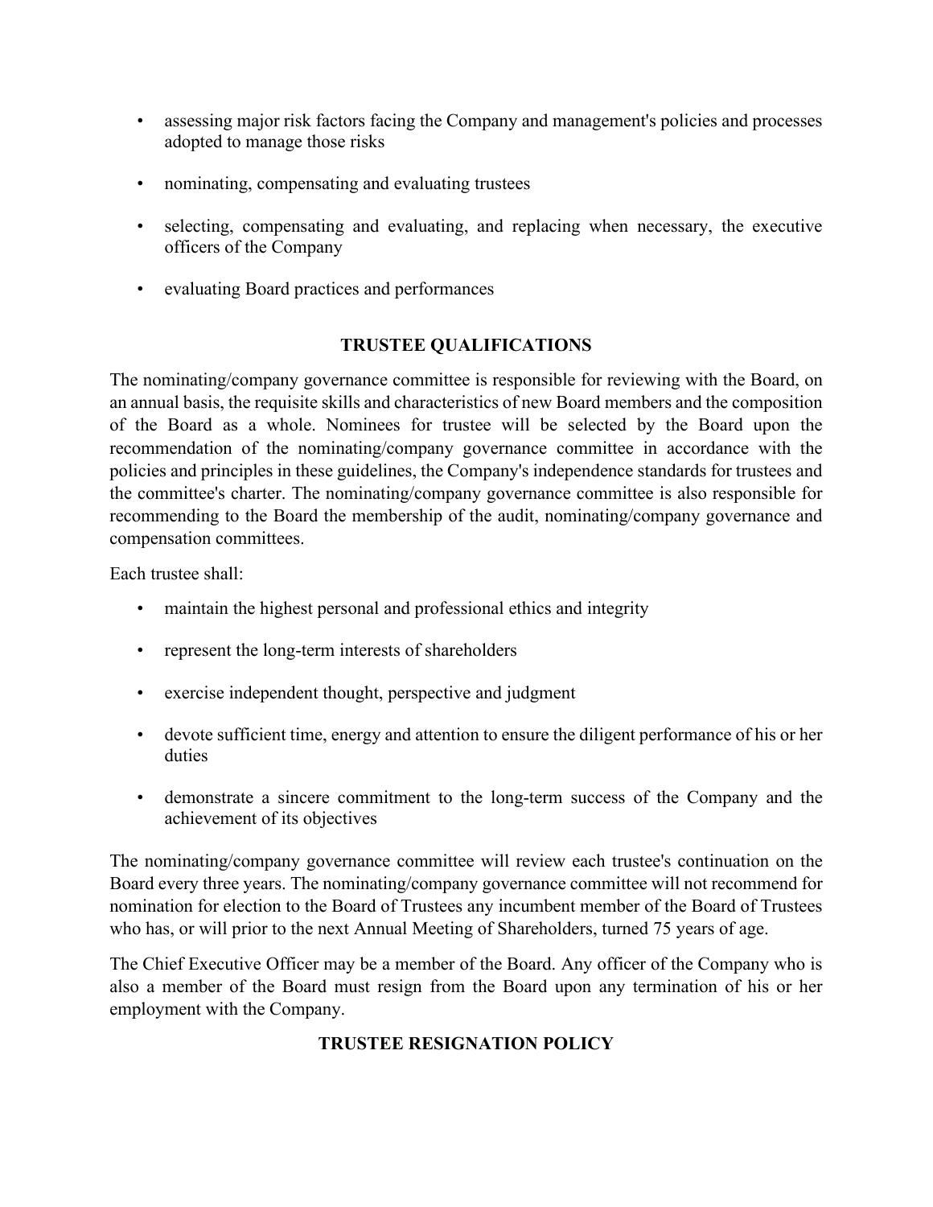- assessing major risk factors facing the Company and management's policies and processes adopted to manage those risks
- nominating, compensating and evaluating trustees
- selecting, compensating and evaluating, and replacing when necessary, the executive officers of the Company
- evaluating Board practices and performances

## TRUSTEE QUALIFICATIONS

The nominating/company governance committee is responsible for reviewing with the Board, on an annual basis, the requisite skills and characteristics of new Board members and the composition of the Board as a whole. Nominees for trustee will be selected by the Board upon the recommendation of the nominating/company governance committee in accordance with the policies and principles in these guidelines, the Company's independence standards for trustees and the committee's charter. The nominating/company governance committee is also responsible for recommending to the Board the membership of the audit, nominating/company governance and compensation committees.

Each trustee shall:

- maintain the highest personal and professional ethics and integrity
- represent the long-term interests of shareholders
- exercise independent thought, perspective and judgment
- devote sufficient time, energy and attention to ensure the diligent performance of his or her duties
- demonstrate a sincere commitment to the long-term success of the Company and the achievement of its objectives

The nominating/company governance committee will review each trustee's continuation on the Board every three years. The nominating/company governance committee will not recommend for nomination for election to the Board of Trustees any incumbent member of the Board of Trustees who has, or will prior to the next Annual Meeting of Shareholders, turned 75 years of age.

The Chief Executive Officer may be a member of the Board. Any officer of the Company who is also a member of the Board must resign from the Board upon any termination of his or her employment with the Company.

## TRUSTEE RESIGNATION POLICY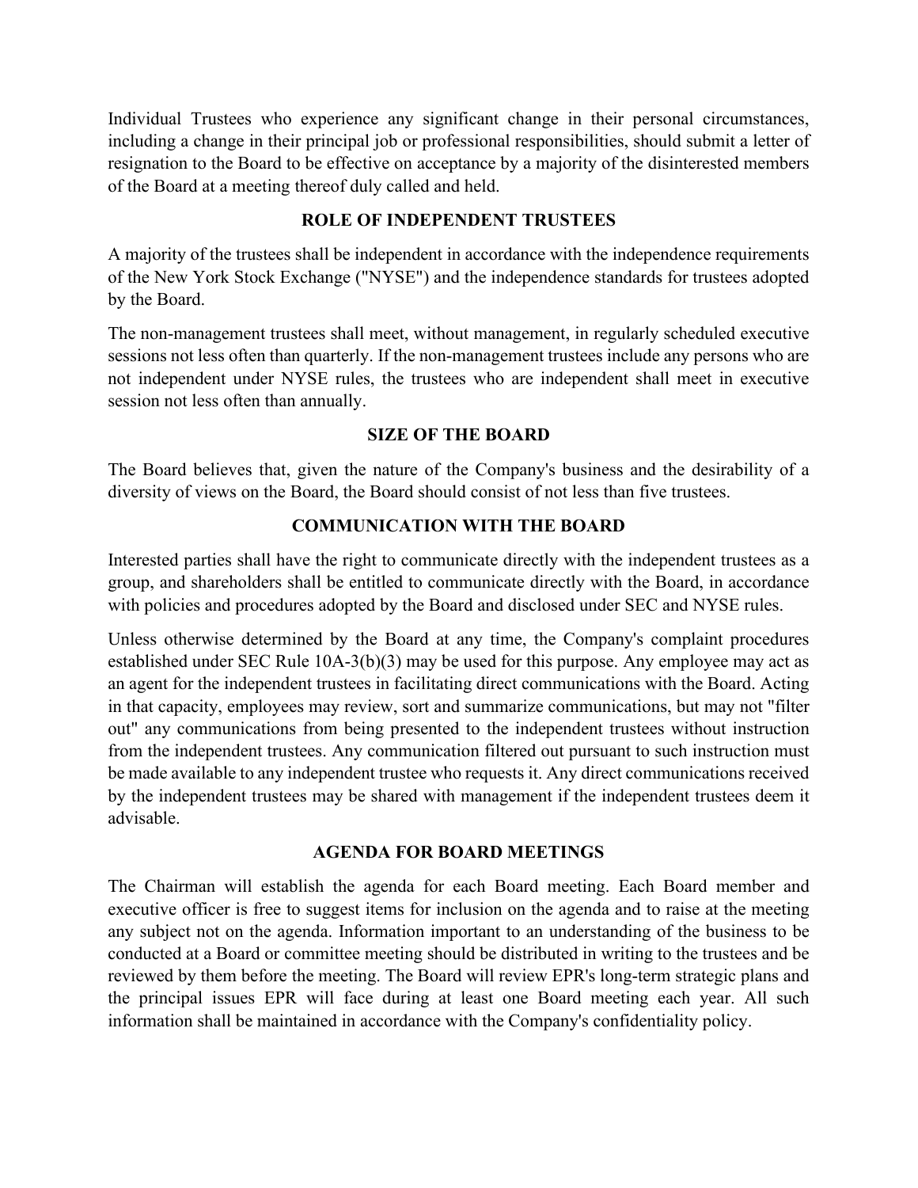Individual Trustees who experience any significant change in their personal circumstances, including a change in their principal job or professional responsibilities, should submit a letter of resignation to the Board to be effective on acceptance by a majority of the disinterested members of the Board at a meeting thereof duly called and held.

## ROLE OF INDEPENDENT TRUSTEES

A majority of the trustees shall be independent in accordance with the independence requirements of the New York Stock Exchange ("NYSE") and the independence standards for trustees adopted by the Board.

The non-management trustees shall meet, without management, in regularly scheduled executive sessions not less often than quarterly. If the non-management trustees include any persons who are not independent under NYSE rules, the trustees who are independent shall meet in executive session not less often than annually.

## SIZE OF THE BOARD

The Board believes that, given the nature of the Company's business and the desirability of a diversity of views on the Board, the Board should consist of not less than five trustees.

## COMMUNICATION WITH THE BOARD

Interested parties shall have the right to communicate directly with the independent trustees as a group, and shareholders shall be entitled to communicate directly with the Board, in accordance with policies and procedures adopted by the Board and disclosed under SEC and NYSE rules.

Unless otherwise determined by the Board at any time, the Company's complaint procedures established under SEC Rule 10A-3(b)(3) may be used for this purpose. Any employee may act as an agent for the independent trustees in facilitating direct communications with the Board. Acting in that capacity, employees may review, sort and summarize communications, but may not "filter out" any communications from being presented to the independent trustees without instruction from the independent trustees. Any communication filtered out pursuant to such instruction must be made available to any independent trustee who requests it. Any direct communications received by the independent trustees may be shared with management if the independent trustees deem it advisable.

## AGENDA FOR BOARD MEETINGS

The Chairman will establish the agenda for each Board meeting. Each Board member and executive officer is free to suggest items for inclusion on the agenda and to raise at the meeting any subject not on the agenda. Information important to an understanding of the business to be conducted at a Board or committee meeting should be distributed in writing to the trustees and be reviewed by them before the meeting. The Board will review EPR's long-term strategic plans and the principal issues EPR will face during at least one Board meeting each year. All such information shall be maintained in accordance with the Company's confidentiality policy.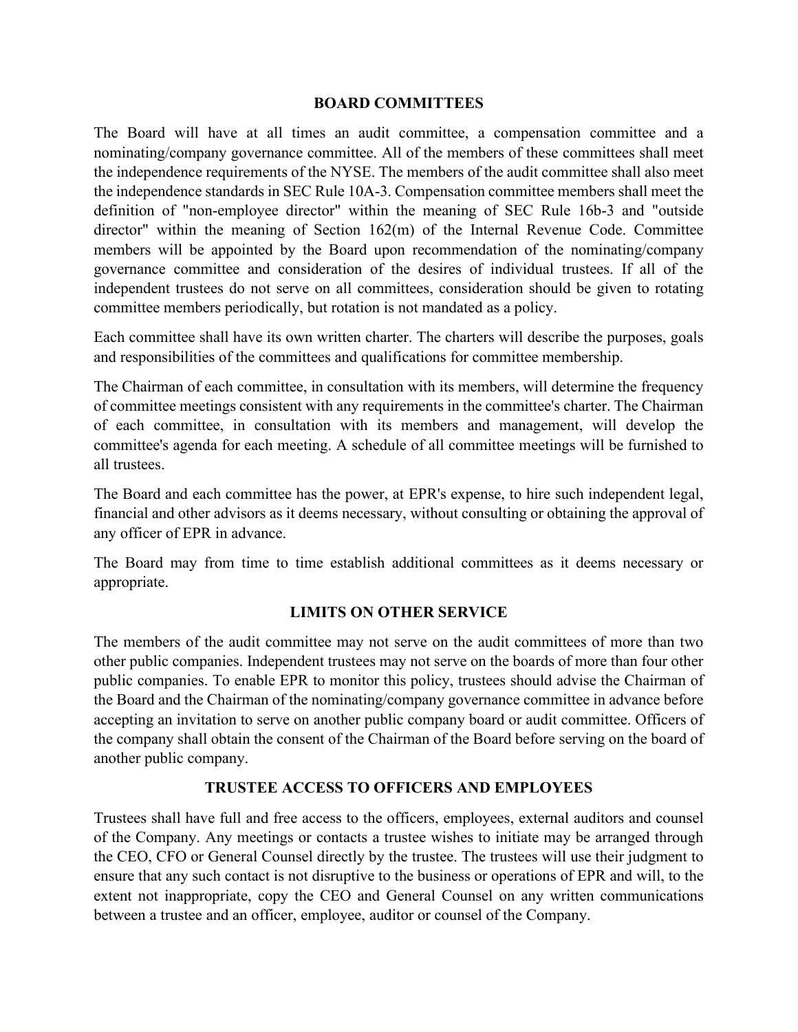## BOARD COMMITTEES

The Board will have at all times an audit committee, a compensation committee and a nominating/company governance committee. All of the members of these committees shall meet the independence requirements of the NYSE. The members of the audit committee shall also meet the independence standards in SEC Rule 10A-3. Compensation committee members shall meet the definition of "non-employee director" within the meaning of SEC Rule 16b-3 and "outside director" within the meaning of Section 162(m) of the Internal Revenue Code. Committee members will be appointed by the Board upon recommendation of the nominating/company governance committee and consideration of the desires of individual trustees. If all of the independent trustees do not serve on all committees, consideration should be given to rotating committee members periodically, but rotation is not mandated as a policy.

Each committee shall have its own written charter. The charters will describe the purposes, goals and responsibilities of the committees and qualifications for committee membership.

The Chairman of each committee, in consultation with its members, will determine the frequency of committee meetings consistent with any requirements in the committee's charter. The Chairman of each committee, in consultation with its members and management, will develop the committee's agenda for each meeting. A schedule of all committee meetings will be furnished to all trustees.

The Board and each committee has the power, at EPR's expense, to hire such independent legal, financial and other advisors as it deems necessary, without consulting or obtaining the approval of any officer of EPR in advance.

The Board may from time to time establish additional committees as it deems necessary or appropriate.

## LIMITS ON OTHER SERVICE

The members of the audit committee may not serve on the audit committees of more than two other public companies. Independent trustees may not serve on the boards of more than four other public companies. To enable EPR to monitor this policy, trustees should advise the Chairman of the Board and the Chairman of the nominating/company governance committee in advance before accepting an invitation to serve on another public company board or audit committee. Officers of the company shall obtain the consent of the Chairman of the Board before serving on the board of another public company.

## TRUSTEE ACCESS TO OFFICERS AND EMPLOYEES

Trustees shall have full and free access to the officers, employees, external auditors and counsel of the Company. Any meetings or contacts a trustee wishes to initiate may be arranged through the CEO, CFO or General Counsel directly by the trustee. The trustees will use their judgment to ensure that any such contact is not disruptive to the business or operations of EPR and will, to the extent not inappropriate, copy the CEO and General Counsel on any written communications between a trustee and an officer, employee, auditor or counsel of the Company.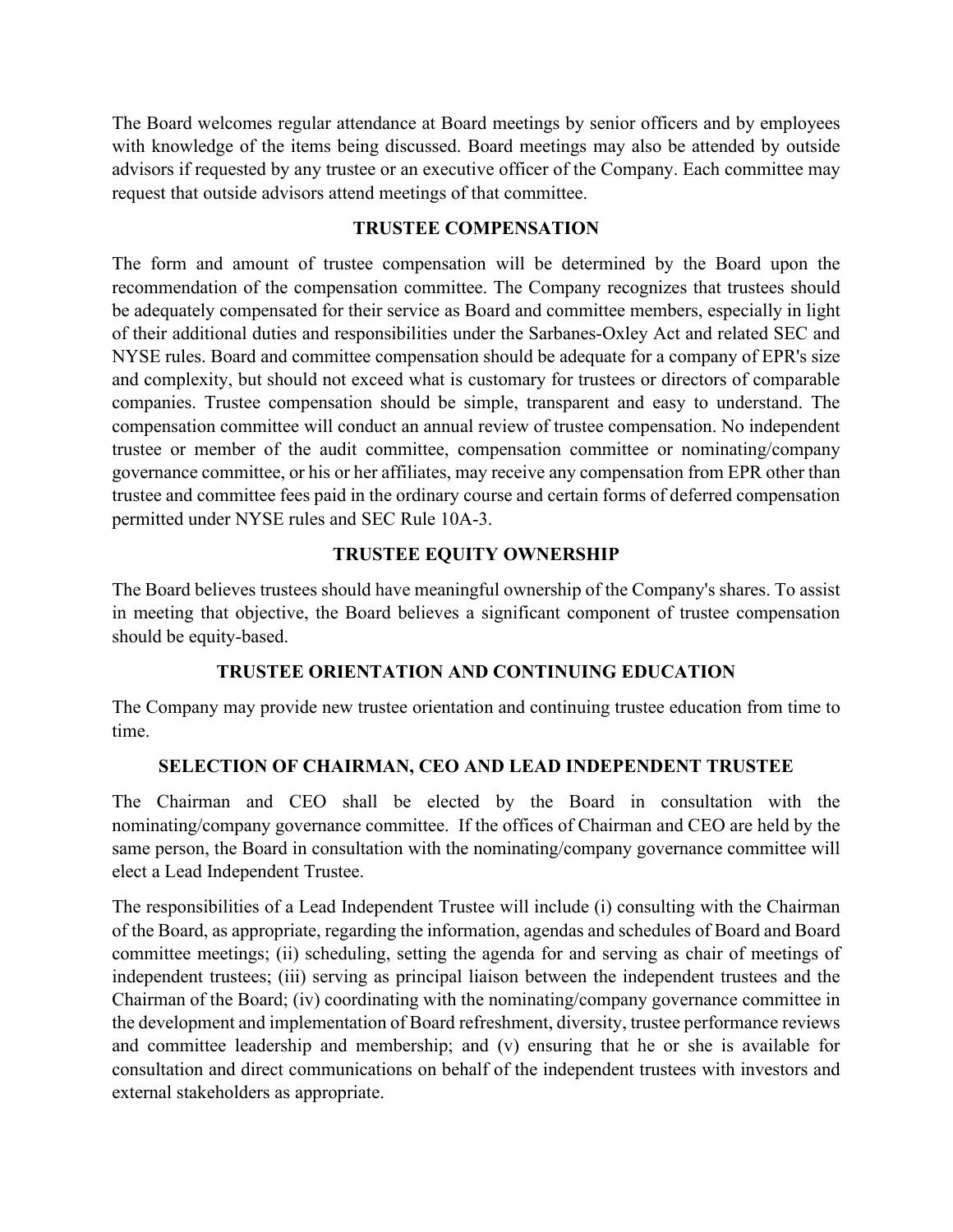The Board welcomes regular attendance at Board meetings by senior officers and by employees with knowledge of the items being discussed. Board meetings may also be attended by outside advisors if requested by any trustee or an executive officer of the Company. Each committee may request that outside advisors attend meetings of that committee.

## TRUSTEE COMPENSATION

The form and amount of trustee compensation will be determined by the Board upon the recommendation of the compensation committee. The Company recognizes that trustees should be adequately compensated for their service as Board and committee members, especially in light of their additional duties and responsibilities under the Sarbanes-Oxley Act and related SEC and NYSE rules. Board and committee compensation should be adequate for a company of EPR's size and complexity, but should not exceed what is customary for trustees or directors of comparable companies. Trustee compensation should be simple, transparent and easy to understand. The compensation committee will conduct an annual review of trustee compensation. No independent trustee or member of the audit committee, compensation committee or nominating/company governance committee, or his or her affiliates, may receive any compensation from EPR other than trustee and committee fees paid in the ordinary course and certain forms of deferred compensation permitted under NYSE rules and SEC Rule 10A-3.

## TRUSTEE EQUITY OWNERSHIP

The Board believes trustees should have meaningful ownership of the Company's shares. To assist in meeting that objective, the Board believes a significant component of trustee compensation should be equity-based.

## TRUSTEE ORIENTATION AND CONTINUING EDUCATION

The Company may provide new trustee orientation and continuing trustee education from time to time.

## SELECTION OF CHAIRMAN, CEO AND LEAD INDEPENDENT TRUSTEE

The Chairman and CEO shall be elected by the Board in consultation with the nominating/company governance committee. If the offices of Chairman and CEO are held by the same person, the Board in consultation with the nominating/company governance committee will elect a Lead Independent Trustee.

The responsibilities of a Lead Independent Trustee will include (i) consulting with the Chairman of the Board, as appropriate, regarding the information, agendas and schedules of Board and Board committee meetings; (ii) scheduling, setting the agenda for and serving as chair of meetings of independent trustees; (iii) serving as principal liaison between the independent trustees and the Chairman of the Board; (iv) coordinating with the nominating/company governance committee in the development and implementation of Board refreshment, diversity, trustee performance reviews and committee leadership and membership; and (v) ensuring that he or she is available for consultation and direct communications on behalf of the independent trustees with investors and external stakeholders as appropriate.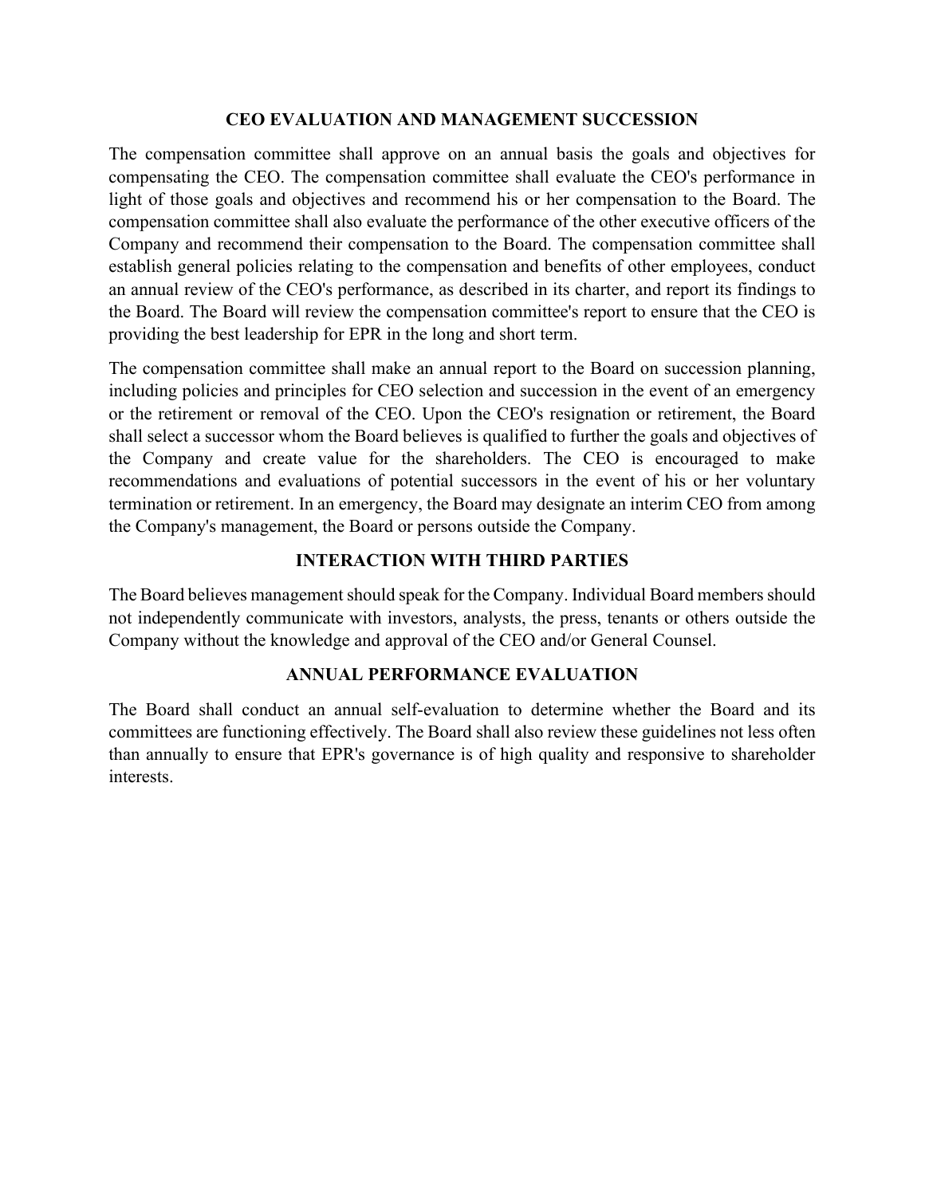## CEO EVALUATION AND MANAGEMENT SUCCESSION

The compensation committee shall approve on an annual basis the goals and objectives for compensating the CEO. The compensation committee shall evaluate the CEO's performance in light of those goals and objectives and recommend his or her compensation to the Board. The compensation committee shall also evaluate the performance of the other executive officers of the Company and recommend their compensation to the Board. The compensation committee shall establish general policies relating to the compensation and benefits of other employees, conduct an annual review of the CEO's performance, as described in its charter, and report its findings to the Board. The Board will review the compensation committee's report to ensure that the CEO is providing the best leadership for EPR in the long and short term.

The compensation committee shall make an annual report to the Board on succession planning, including policies and principles for CEO selection and succession in the event of an emergency or the retirement or removal of the CEO. Upon the CEO's resignation or retirement, the Board shall select a successor whom the Board believes is qualified to further the goals and objectives of the Company and create value for the shareholders. The CEO is encouraged to make recommendations and evaluations of potential successors in the event of his or her voluntary termination or retirement. In an emergency, the Board may designate an interim CEO from among the Company's management, the Board or persons outside the Company.

## INTERACTION WITH THIRD PARTIES

The Board believes management should speak for the Company. Individual Board members should not independently communicate with investors, analysts, the press, tenants or others outside the Company without the knowledge and approval of the CEO and/or General Counsel.

## ANNUAL PERFORMANCE EVALUATION

The Board shall conduct an annual self-evaluation to determine whether the Board and its committees are functioning effectively. The Board shall also review these guidelines not less often than annually to ensure that EPR's governance is of high quality and responsive to shareholder interests.